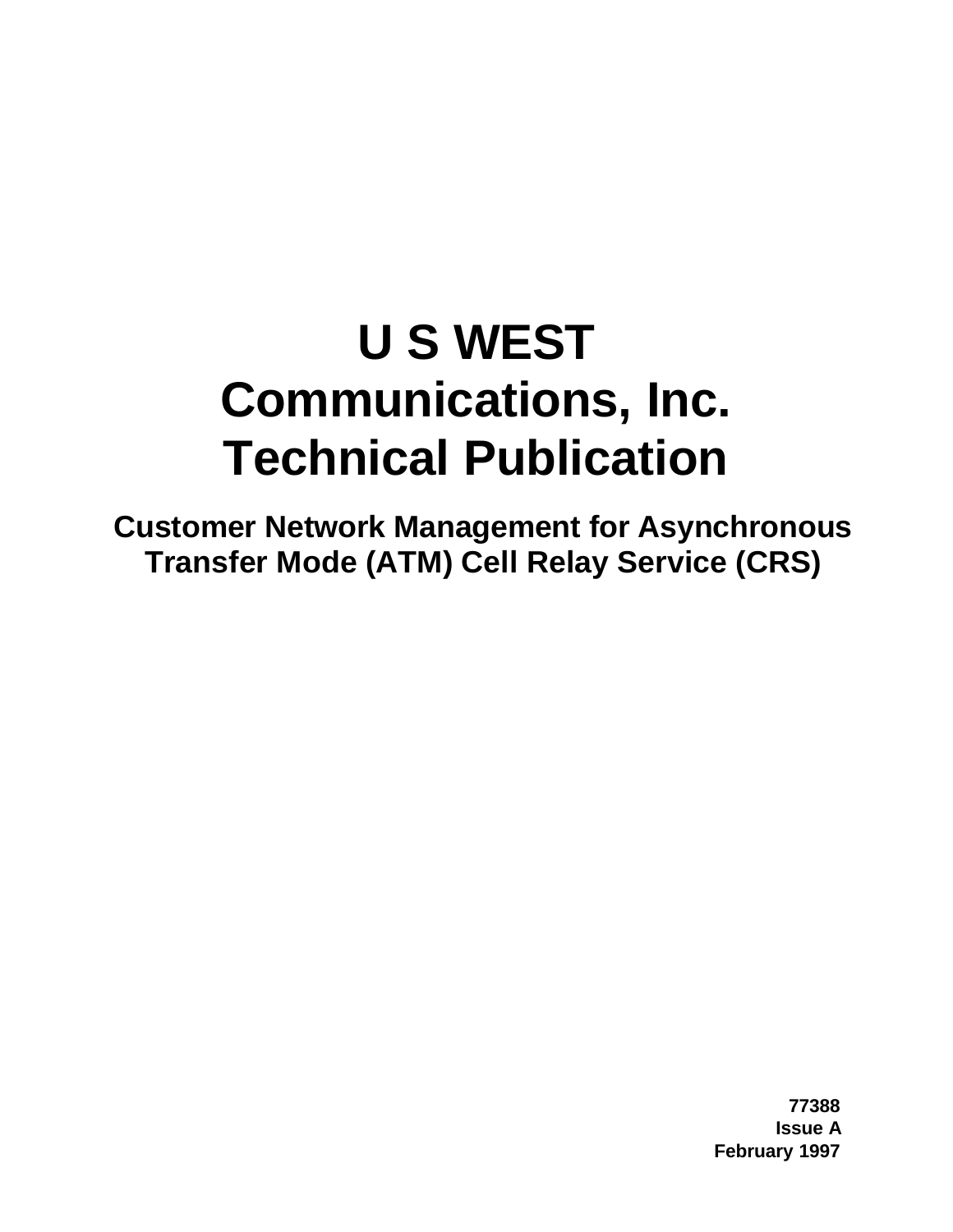# U S WEST Communications, Inc. Technical Publication

## Customer Network Management for Asynchronous Transfer Mode (ATM) Cell Relay Service (CRS)

**77388**
**Issue A**
**February 1997**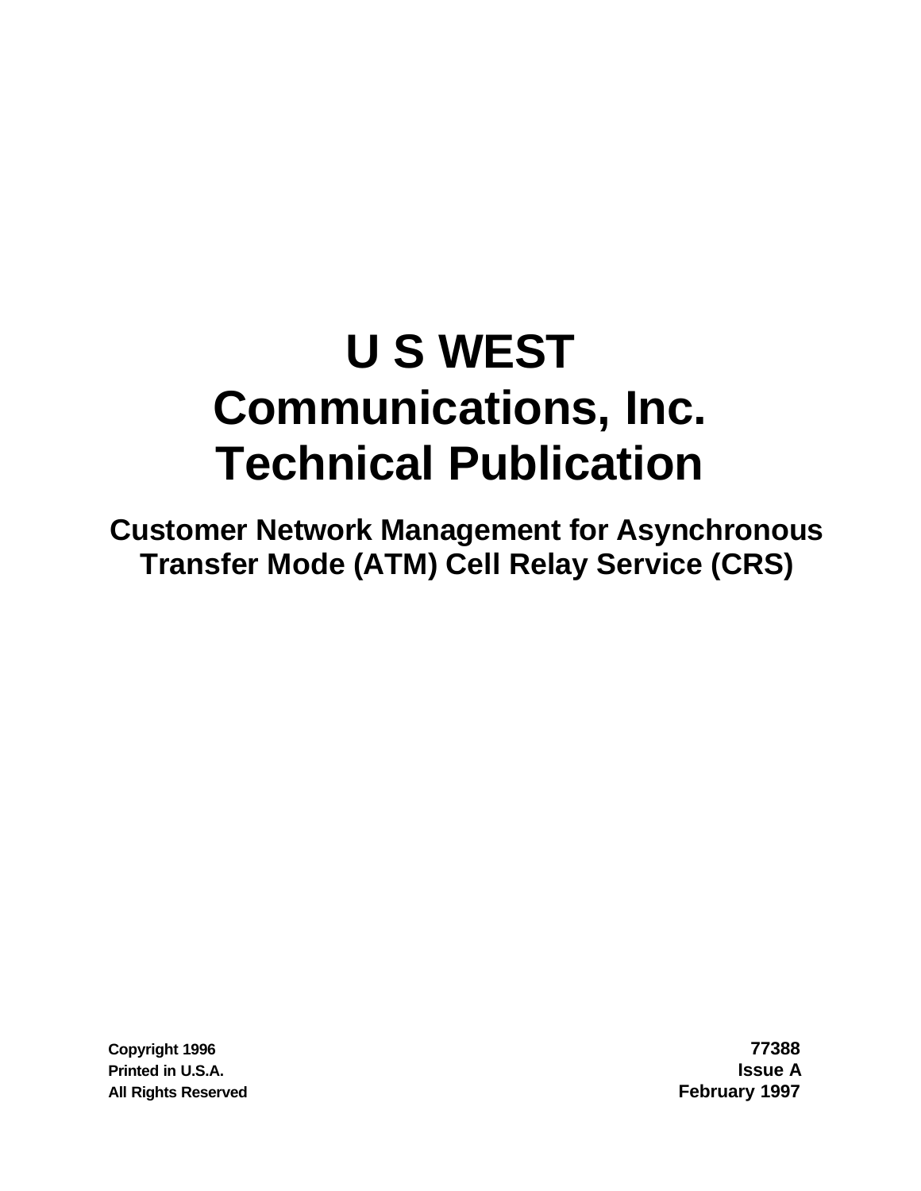# U S WEST Communications, Inc. Technical Publication

## Customer Network Management for Asynchronous Transfer Mode (ATM) Cell Relay Service (CRS)

Copyright 1996
Printed in U.S.A.
All Rights Reserved

77388
Issue A
February 1997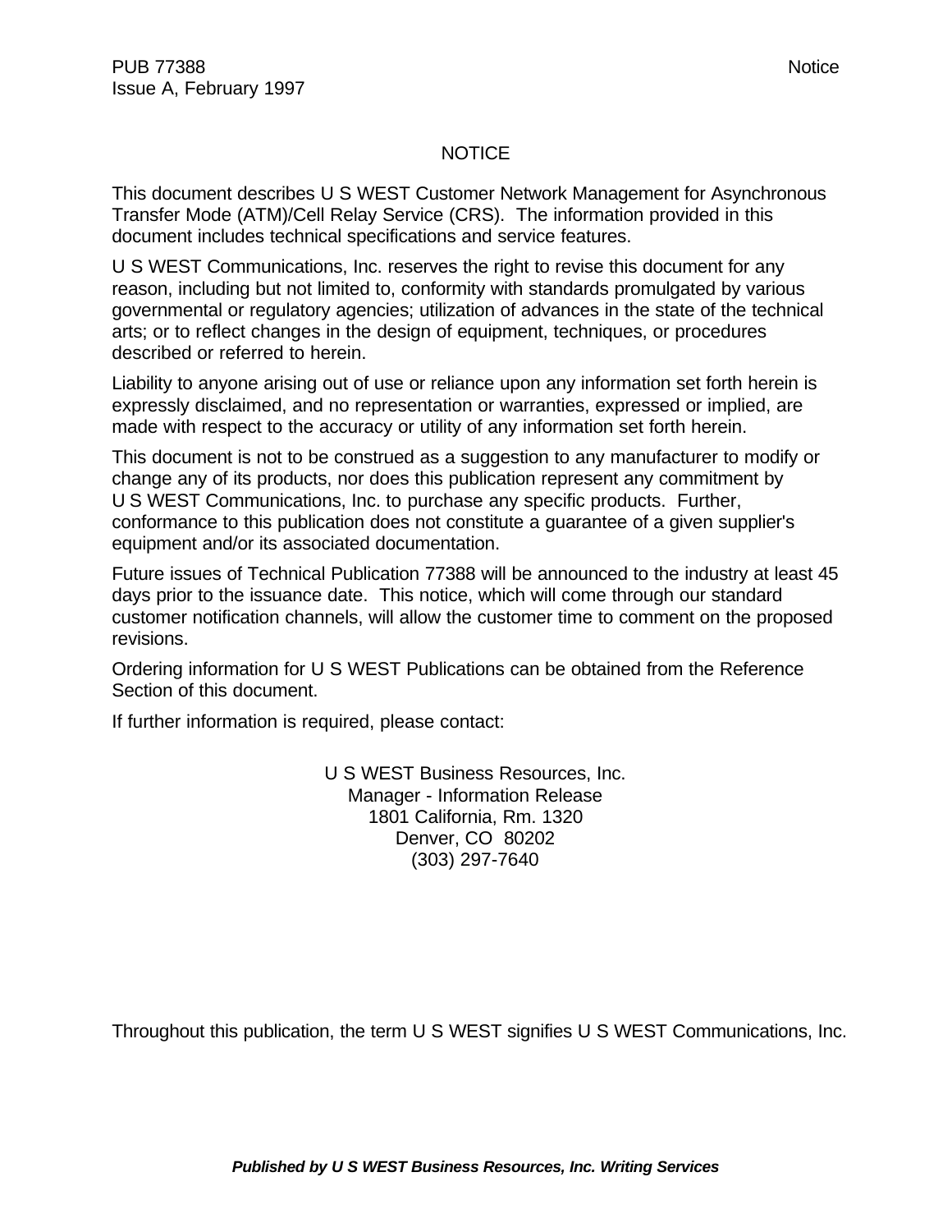# NOTICE

This document describes U S WEST Customer Network Management for Asynchronous Transfer Mode (ATM)/Cell Relay Service (CRS). The information provided in this document includes technical specifications and service features.

U S WEST Communications, Inc. reserves the right to revise this document for any reason, including but not limited to, conformity with standards promulgated by various governmental or regulatory agencies; utilization of advances in the state of the technical arts; or to reflect changes in the design of equipment, techniques, or procedures described or referred to herein.

Liability to anyone arising out of use or reliance upon any information set forth herein is expressly disclaimed, and no representation or warranties, expressed or implied, are made with respect to the accuracy or utility of any information set forth herein.

This document is not to be construed as a suggestion to any manufacturer to modify or change any of its products, nor does this publication represent any commitment by U S WEST Communications, Inc. to purchase any specific products. Further, conformance to this publication does not constitute a guarantee of a given supplier's equipment and/or its associated documentation.

Future issues of Technical Publication 77388 will be announced to the industry at least 45 days prior to the issuance date. This notice, which will come through our standard customer notification channels, will allow the customer time to comment on the proposed revisions.

Ordering information for U S WEST Publications can be obtained from the Reference Section of this document.

If further information is required, please contact:

U S WEST Business Resources, Inc.
Manager - Information Release
1801 California, Rm. 1320
Denver, CO 80202
(303) 297-7640

Throughout this publication, the term U S WEST signifies U S WEST Communications, Inc.

***Published by U S WEST Business Resources, Inc. Writing Services***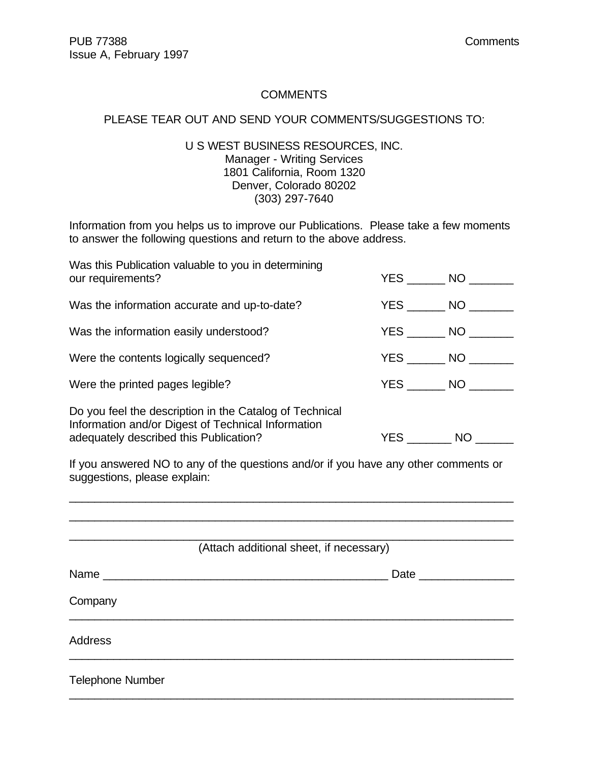# COMMENTS

PLEASE TEAR OUT AND SEND YOUR COMMENTS/SUGGESTIONS TO:

U S WEST BUSINESS RESOURCES, INC.
Manager - Writing Services
1801 California, Room 1320
Denver, Colorado 80202
(303) 297-7640

Information from you helps us to improve our Publications. Please take a few moments to answer the following questions and return to the above address.

Was this Publication valuable to you in determining our requirements? YES ______ NO _______

Was the information accurate and up-to-date? YES ______ NO _______

Was the information easily understood? YES ______ NO _______

Were the contents logically sequenced? YES ______ NO _______

Were the printed pages legible? YES ______ NO _______

Do you feel the description in the Catalog of Technical Information and/or Digest of Technical Information adequately described this Publication? YES _______ NO ______

If you answered NO to any of the questions and/or if you have any other comments or suggestions, please explain:

_________________________________________________________________________

_________________________________________________________________________

_________________________________________________________________________

(Attach additional sheet, if necessary)

Name ______________________________________________ Date _______________

Company

_________________________________________________________________________

Address

_________________________________________________________________________

Telephone Number

_________________________________________________________________________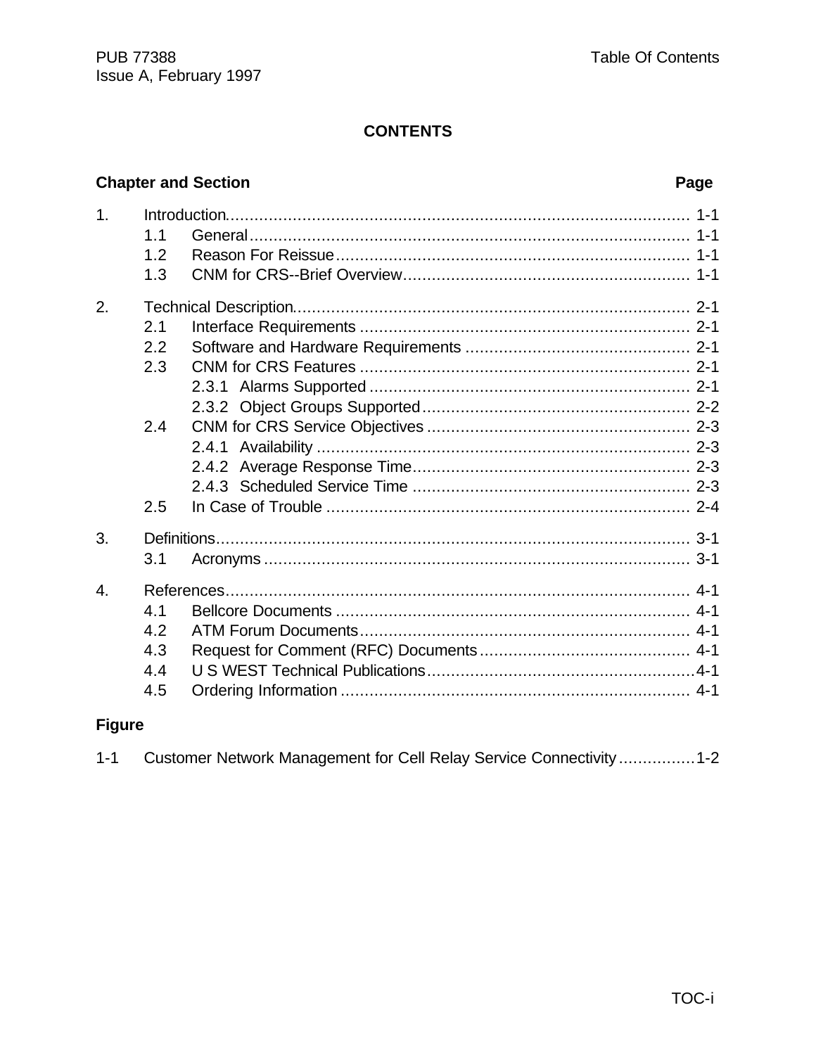# CONTENTS

| Chapter and Section | | Page |
|---|---|---|
| 1. | Introduction | 1-1 |
| | 1.1 General | 1-1 |
| | 1.2 Reason For Reissue | 1-1 |
| | 1.3 CNM for CRS--Brief Overview | 1-1 |
| 2. | Technical Description | 2-1 |
| | 2.1 Interface Requirements | 2-1 |
| | 2.2 Software and Hardware Requirements | 2-1 |
| | 2.3 CNM for CRS Features | 2-1 |
| | 2.3.1 Alarms Supported | 2-1 |
| | 2.3.2 Object Groups Supported | 2-2 |
| | 2.4 CNM for CRS Service Objectives | 2-3 |
| | 2.4.1 Availability | 2-3 |
| | 2.4.2 Average Response Time | 2-3 |
| | 2.4.3 Scheduled Service Time | 2-3 |
| | 2.5 In Case of Trouble | 2-4 |
| 3. | Definitions | 3-1 |
| | 3.1 Acronyms | 3-1 |
| 4. | References | 4-1 |
| | 4.1 Bellcore Documents | 4-1 |
| | 4.2 ATM Forum Documents | 4-1 |
| | 4.3 Request for Comment (RFC) Documents | 4-1 |
| | 4.4 U S WEST Technical Publications | 4-1 |
| | 4.5 Ordering Information | 4-1 |

**Figure**

| | | |
|---|---|---|
| 1-1 | Customer Network Management for Cell Relay Service Connectivity | 1-2 |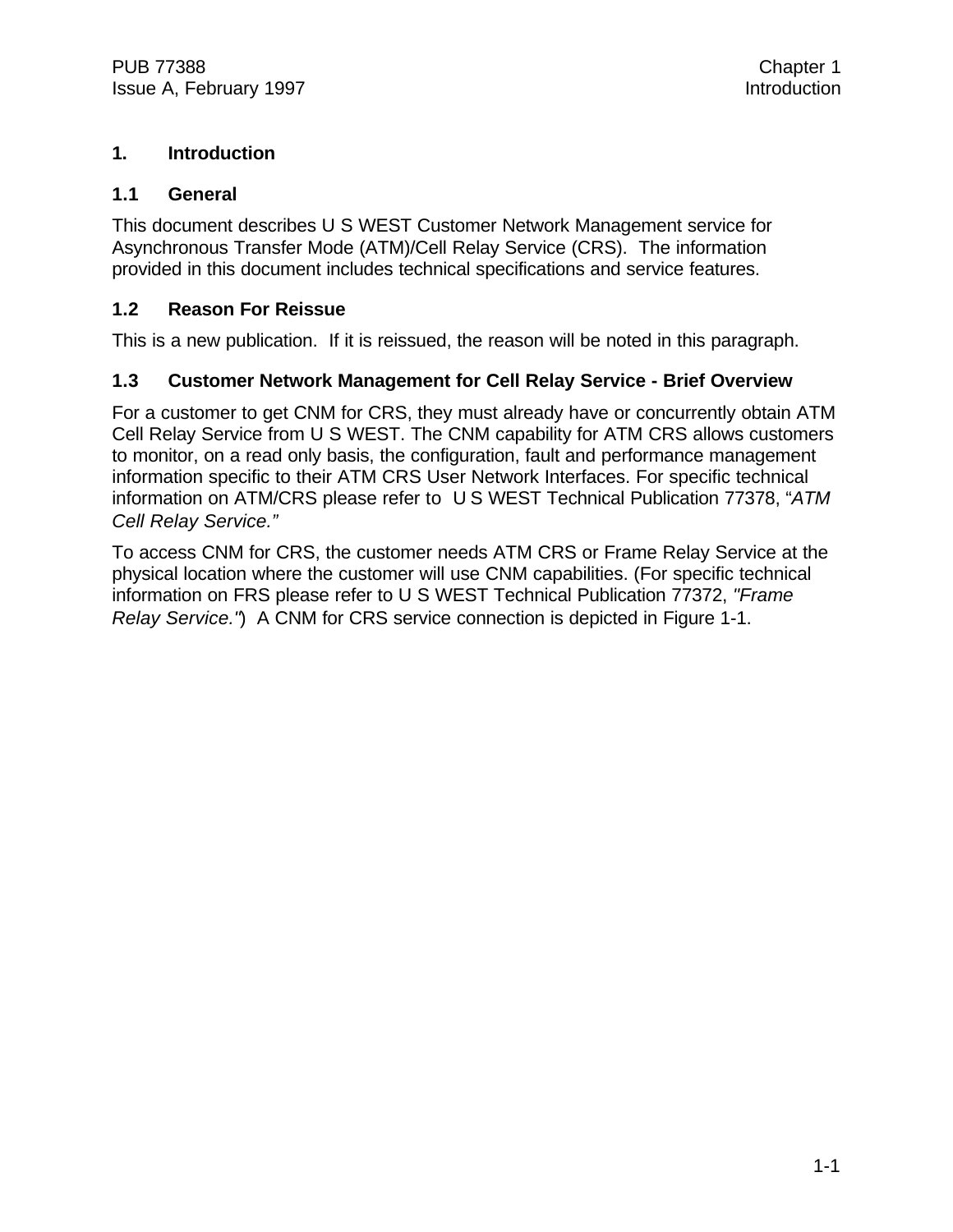# 1. Introduction

## 1.1 General

This document describes U S WEST Customer Network Management service for Asynchronous Transfer Mode (ATM)/Cell Relay Service (CRS). The information provided in this document includes technical specifications and service features.

## 1.2 Reason For Reissue

This is a new publication. If it is reissued, the reason will be noted in this paragraph.

## 1.3 Customer Network Management for Cell Relay Service - Brief Overview

For a customer to get CNM for CRS, they must already have or concurrently obtain ATM Cell Relay Service from U S WEST. The CNM capability for ATM CRS allows customers to monitor, on a read only basis, the configuration, fault and performance management information specific to their ATM CRS User Network Interfaces. For specific technical information on ATM/CRS please refer to U S WEST Technical Publication 77378, "*ATM Cell Relay Service.*"

To access CNM for CRS, the customer needs ATM CRS or Frame Relay Service at the physical location where the customer will use CNM capabilities. (For specific technical information on FRS please refer to U S WEST Technical Publication 77372, *"Frame Relay Service."*) A CNM for CRS service connection is depicted in Figure 1-1.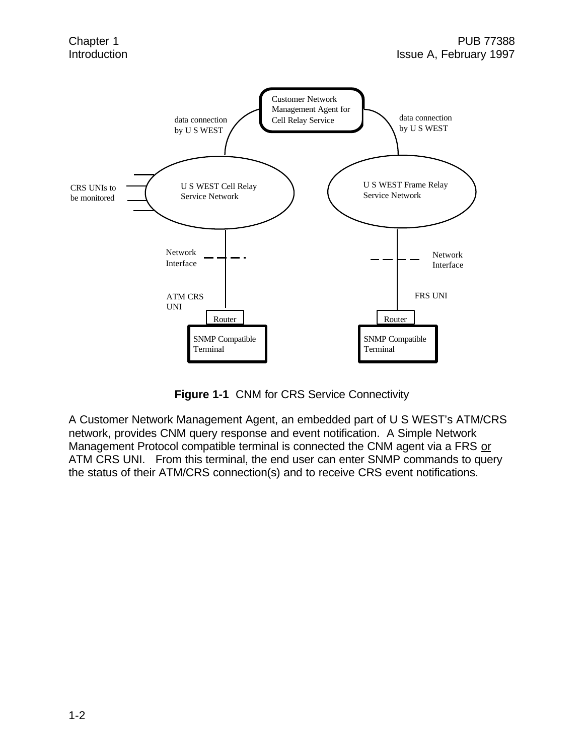**Figure 1-1** CNM for CRS Service Connectivity

A Customer Network Management Agent, an embedded part of U S WEST's ATM/CRS network, provides CNM query response and event notification. A Simple Network Management Protocol compatible terminal is connected the CNM agent via a FRS or ATM CRS UNI. From this terminal, the end user can enter SNMP commands to query the status of their ATM/CRS connection(s) and to receive CRS event notifications.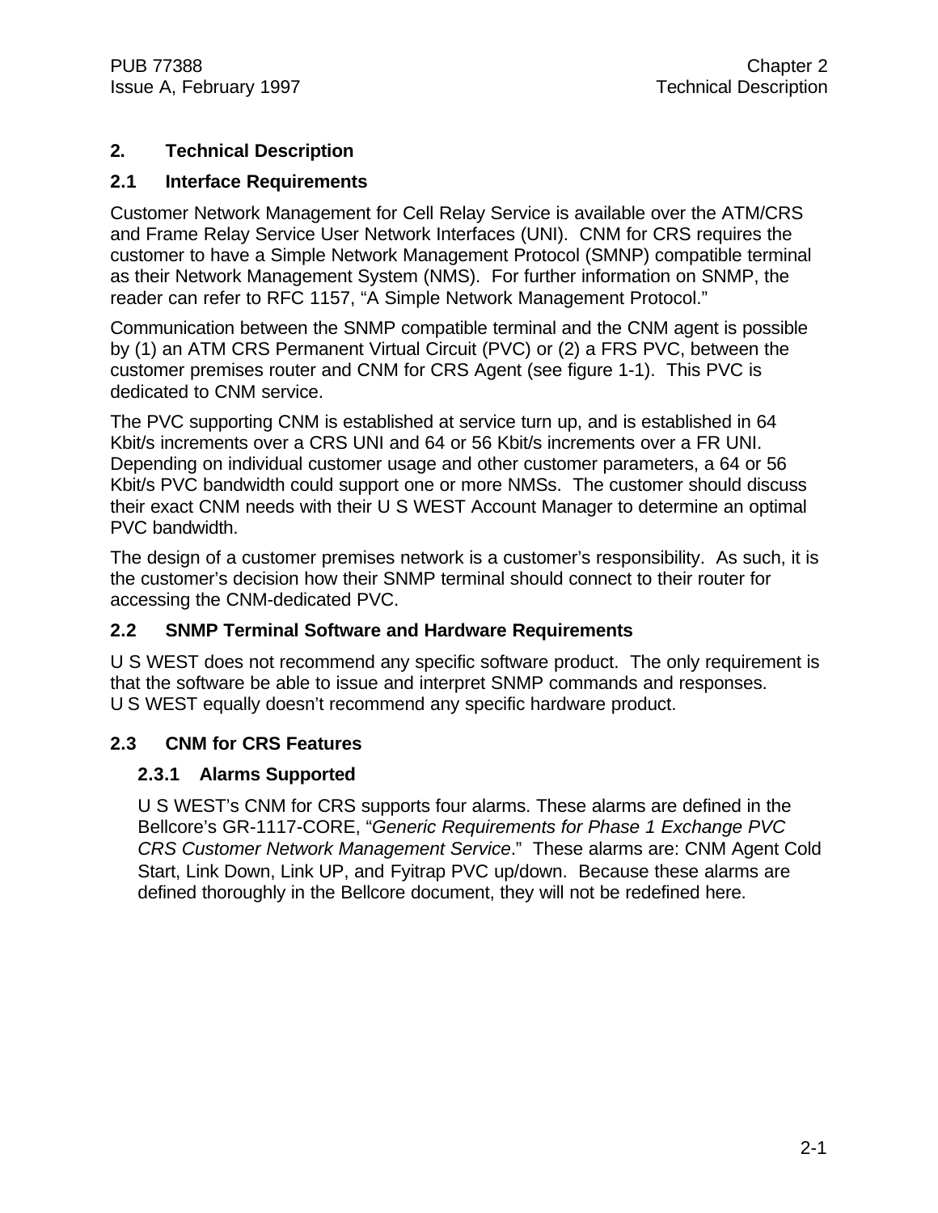# 2. Technical Description

## 2.1 Interface Requirements

Customer Network Management for Cell Relay Service is available over the ATM/CRS and Frame Relay Service User Network Interfaces (UNI). CNM for CRS requires the customer to have a Simple Network Management Protocol (SMNP) compatible terminal as their Network Management System (NMS). For further information on SNMP, the reader can refer to RFC 1157, "A Simple Network Management Protocol."

Communication between the SNMP compatible terminal and the CNM agent is possible by (1) an ATM CRS Permanent Virtual Circuit (PVC) or (2) a FRS PVC, between the customer premises router and CNM for CRS Agent (see figure 1-1). This PVC is dedicated to CNM service.

The PVC supporting CNM is established at service turn up, and is established in 64 Kbit/s increments over a CRS UNI and 64 or 56 Kbit/s increments over a FR UNI. Depending on individual customer usage and other customer parameters, a 64 or 56 Kbit/s PVC bandwidth could support one or more NMSs. The customer should discuss their exact CNM needs with their U S WEST Account Manager to determine an optimal PVC bandwidth.

The design of a customer premises network is a customer's responsibility. As such, it is the customer's decision how their SNMP terminal should connect to their router for accessing the CNM-dedicated PVC.

## 2.2 SNMP Terminal Software and Hardware Requirements

U S WEST does not recommend any specific software product. The only requirement is that the software be able to issue and interpret SNMP commands and responses. U S WEST equally doesn't recommend any specific hardware product.

## 2.3 CNM for CRS Features

### 2.3.1 Alarms Supported

U S WEST's CNM for CRS supports four alarms. These alarms are defined in the Bellcore's GR-1117-CORE, "*Generic Requirements for Phase 1 Exchange PVC CRS Customer Network Management Service*." These alarms are: CNM Agent Cold Start, Link Down, Link UP, and Fyitrap PVC up/down. Because these alarms are defined thoroughly in the Bellcore document, they will not be redefined here.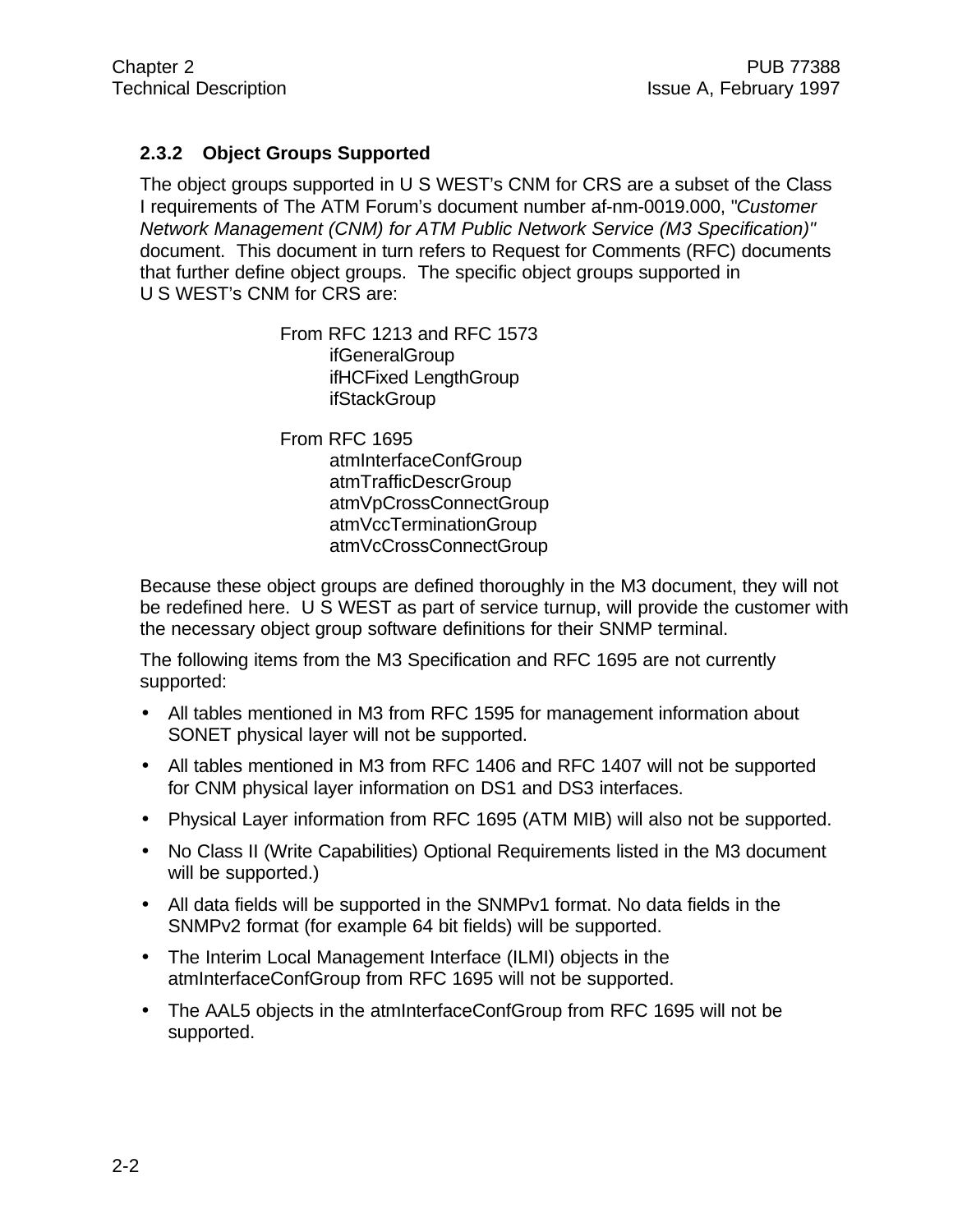### 2.3.2 Object Groups Supported

The object groups supported in U S WEST's CNM for CRS are a subset of the Class I requirements of The ATM Forum's document number af-nm-0019.000, "*Customer Network Management (CNM) for ATM Public Network Service (M3 Specification)"* document. This document in turn refers to Request for Comments (RFC) documents that further define object groups. The specific object groups supported in U S WEST's CNM for CRS are:

From RFC 1213 and RFC 1573
- ifGeneralGroup
- ifHCFixed LengthGroup
- ifStackGroup

From RFC 1695
- atmInterfaceConfGroup
- atmTrafficDescrGroup
- atmVpCrossConnectGroup
- atmVccTerminationGroup
- atmVcCrossConnectGroup

Because these object groups are defined thoroughly in the M3 document, they will not be redefined here. U S WEST as part of service turnup, will provide the customer with the necessary object group software definitions for their SNMP terminal.

The following items from the M3 Specification and RFC 1695 are not currently supported:

- All tables mentioned in M3 from RFC 1595 for management information about SONET physical layer will not be supported.
- All tables mentioned in M3 from RFC 1406 and RFC 1407 will not be supported for CNM physical layer information on DS1 and DS3 interfaces.
- Physical Layer information from RFC 1695 (ATM MIB) will also not be supported.
- No Class II (Write Capabilities) Optional Requirements listed in the M3 document will be supported.)
- All data fields will be supported in the SNMPv1 format. No data fields in the SNMPv2 format (for example 64 bit fields) will be supported.
- The Interim Local Management Interface (ILMI) objects in the atmInterfaceConfGroup from RFC 1695 will not be supported.
- The AAL5 objects in the atmInterfaceConfGroup from RFC 1695 will not be supported.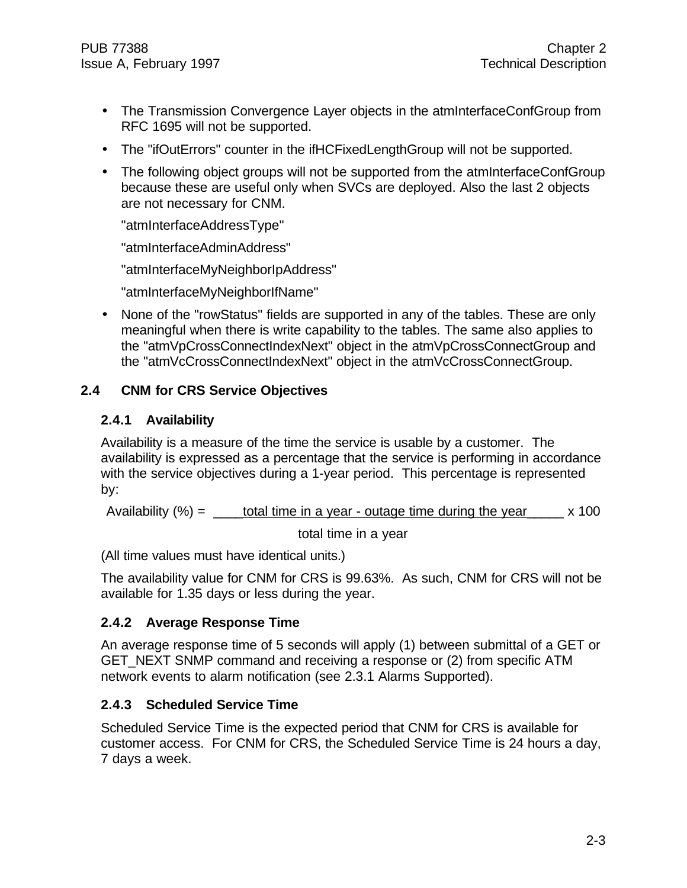- The Transmission Convergence Layer objects in the atmInterfaceConfGroup from RFC 1695 will not be supported.
- The "ifOutErrors" counter in the ifHCFixedLengthGroup will not be supported.
- The following object groups will not be supported from the atmInterfaceConfGroup because these are useful only when SVCs are deployed. Also the last 2 objects are not necessary for CNM.

  "atmInterfaceAddressType"

  "atmInterfaceAdminAddress"

  "atmInterfaceMyNeighborIpAddress"

  "atmInterfaceMyNeighborIfName"
- None of the "rowStatus" fields are supported in any of the tables. These are only meaningful when there is write capability to the tables. The same also applies to the "atmVpCrossConnectIndexNext" object in the atmVpCrossConnectGroup and the "atmVcCrossConnectIndexNext" object in the atmVcCrossConnectGroup.

## 2.4 CNM for CRS Service Objectives

### 2.4.1 Availability

Availability is a measure of the time the service is usable by a customer. The availability is expressed as a percentage that the service is performing in accordance with the service objectives during a 1-year period. This percentage is represented by:

$$\text{Availability (\%)} = \frac{\text{total time in a year - outage time during the year}}{\text{total time in a year}} \times 100$$

(All time values must have identical units.)

The availability value for CNM for CRS is 99.63%. As such, CNM for CRS will not be available for 1.35 days or less during the year.

### 2.4.2 Average Response Time

An average response time of 5 seconds will apply (1) between submittal of a GET or GET_NEXT SNMP command and receiving a response or (2) from specific ATM network events to alarm notification (see 2.3.1 Alarms Supported).

### 2.4.3 Scheduled Service Time

Scheduled Service Time is the expected period that CNM for CRS is available for customer access. For CNM for CRS, the Scheduled Service Time is 24 hours a day, 7 days a week.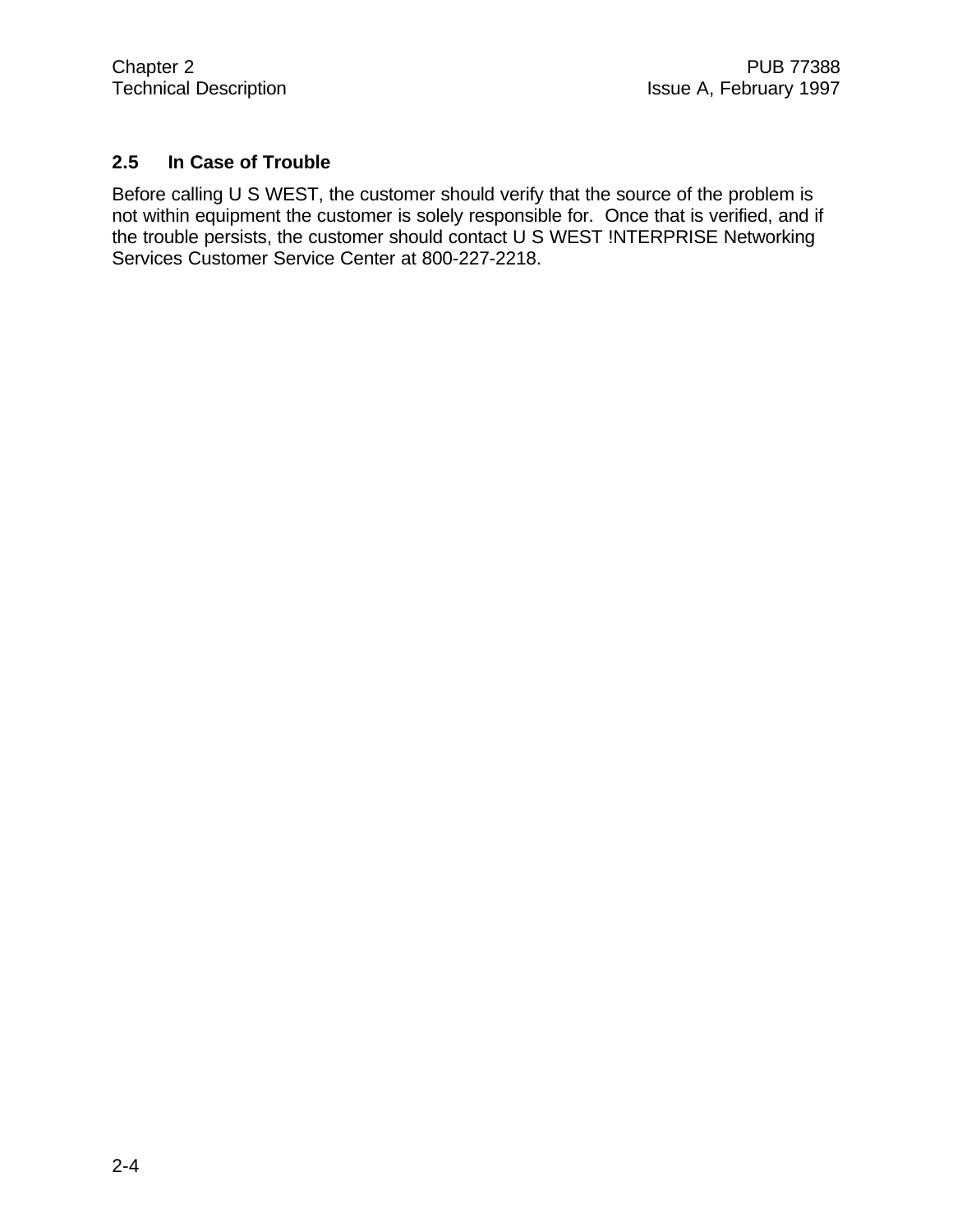## 2.5 In Case of Trouble

Before calling U S WEST, the customer should verify that the source of the problem is not within equipment the customer is solely responsible for. Once that is verified, and if the trouble persists, the customer should contact U S WEST !NTERPRISE Networking Services Customer Service Center at 800-227-2218.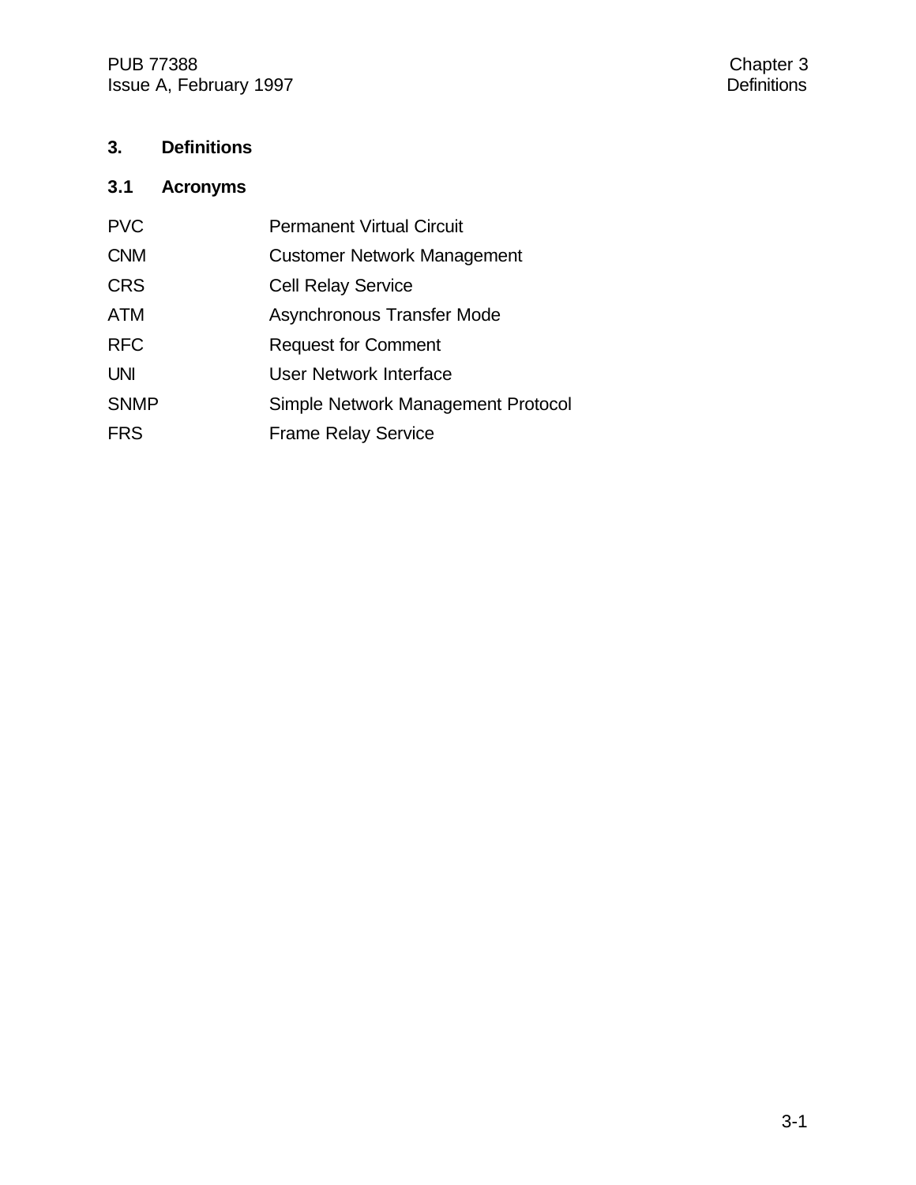# 3. Definitions

## 3.1 Acronyms

| | |
|---|---|
| PVC | Permanent Virtual Circuit |
| CNM | Customer Network Management |
| CRS | Cell Relay Service |
| ATM | Asynchronous Transfer Mode |
| RFC | Request for Comment |
| UNI | User Network Interface |
| SNMP | Simple Network Management Protocol |
| FRS | Frame Relay Service |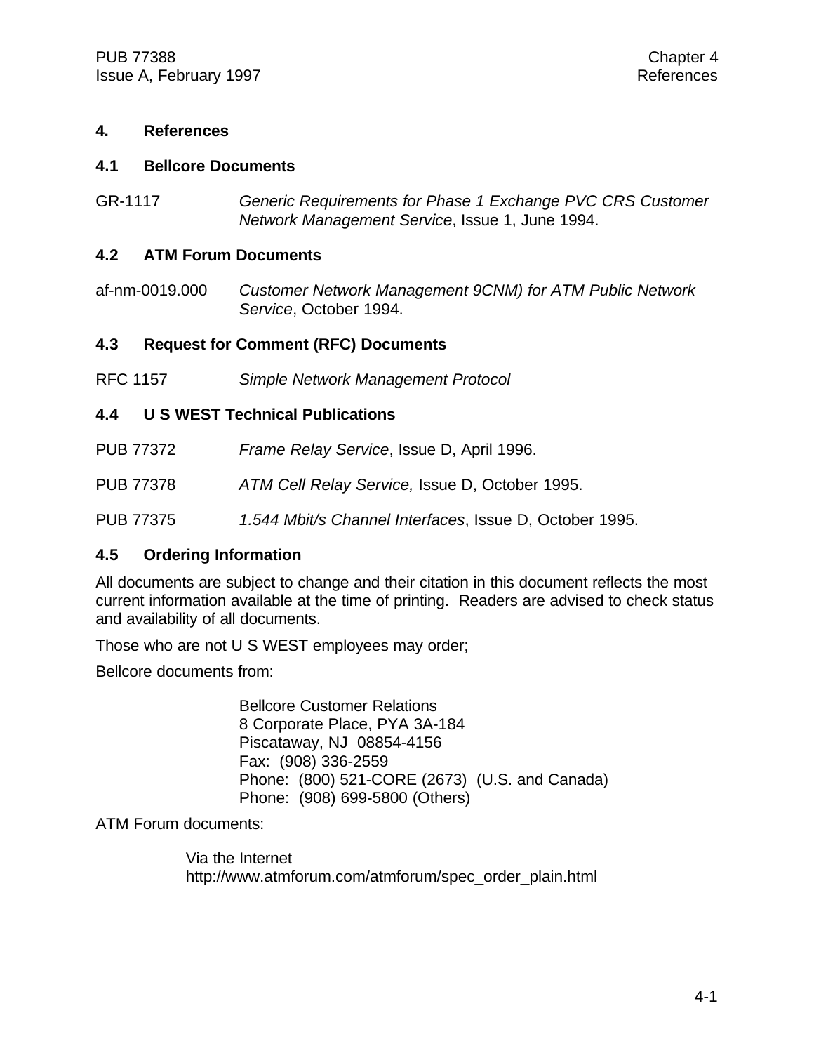# 4. References

## 4.1 Bellcore Documents

GR-1117 *Generic Requirements for Phase 1 Exchange PVC CRS Customer Network Management Service*, Issue 1, June 1994.

## 4.2 ATM Forum Documents

af-nm-0019.000 *Customer Network Management 9CNM) for ATM Public Network Service*, October 1994.

## 4.3 Request for Comment (RFC) Documents

RFC 1157 *Simple Network Management Protocol*

## 4.4 U S WEST Technical Publications

PUB 77372 *Frame Relay Service*, Issue D, April 1996.

PUB 77378 *ATM Cell Relay Service,* Issue D, October 1995.

PUB 77375 *1.544 Mbit/s Channel Interfaces*, Issue D, October 1995.

## 4.5 Ordering Information

All documents are subject to change and their citation in this document reflects the most current information available at the time of printing. Readers are advised to check status and availability of all documents.

Those who are not U S WEST employees may order;

Bellcore documents from:

> Bellcore Customer Relations
> 8 Corporate Place, PYA 3A-184
> Piscataway, NJ 08854-4156
> Fax: (908) 336-2559
> Phone: (800) 521-CORE (2673) (U.S. and Canada)
> Phone: (908) 699-5800 (Others)

ATM Forum documents:

> Via the Internet
> http://www.atmforum.com/atmforum/spec_order_plain.html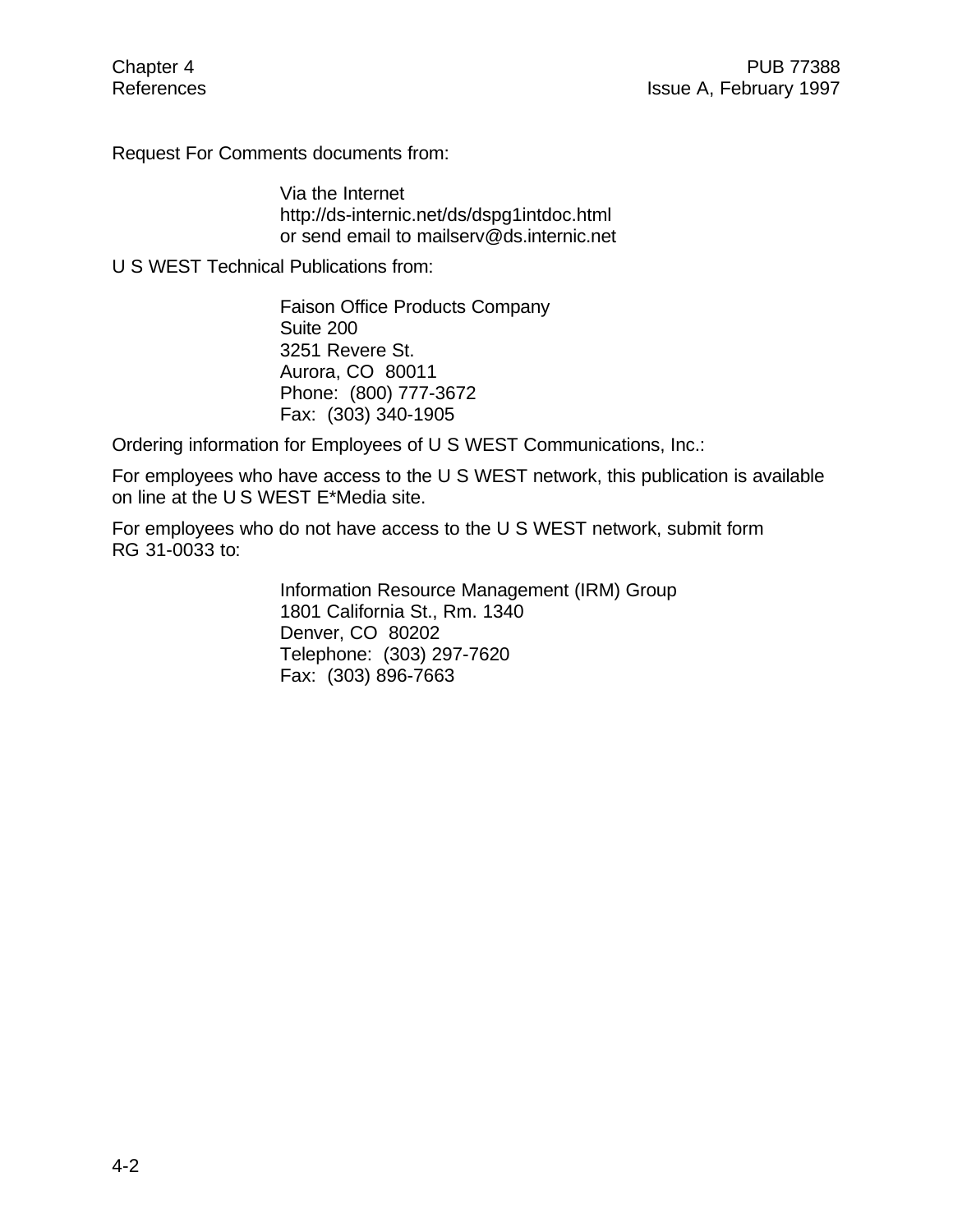Request For Comments documents from:

> Via the Internet
> http://ds-internic.net/ds/dspg1intdoc.html
> or send email to mailserv@ds.internic.net

U S WEST Technical Publications from:

> Faison Office Products Company
> Suite 200
> 3251 Revere St.
> Aurora, CO 80011
> Phone: (800) 777-3672
> Fax: (303) 340-1905

Ordering information for Employees of U S WEST Communications, Inc.:

For employees who have access to the U S WEST network, this publication is available on line at the U S WEST E*Media site.

For employees who do not have access to the U S WEST network, submit form RG 31-0033 to:

> Information Resource Management (IRM) Group
> 1801 California St., Rm. 1340
> Denver, CO 80202
> Telephone: (303) 297-7620
> Fax: (303) 896-7663